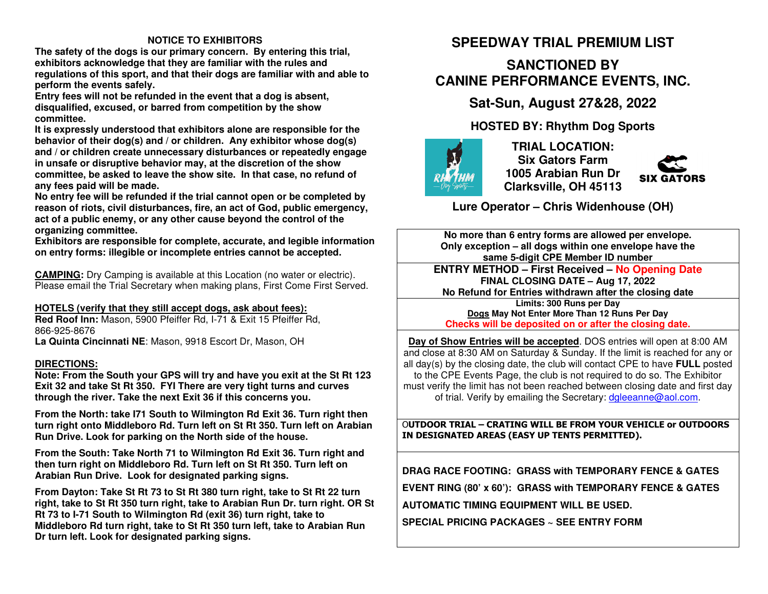# SPEEDWAY TRIAL PREMIUM LIST

## SANCTIONED BY CANINE PERFORMANCE EVENTS, INC.

## Sat-Sun, August 27&28, 2022

### HOSTED BY: Rhythm Dog Sports

**TRIAL LOCATION:**
**Six Gators Farm**
**1005 Arabian Run Dr**
**Clarksville, OH 45113**

**Lure Operator – Chris Widenhouse (OH)**

**No more than 6 entry forms are allowed per envelope.**
**Only exception – all dogs within one envelope have the same 5-digit CPE Member ID number**

**ENTRY METHOD – First Received – No Opening Date**
**FINAL CLOSING DATE – Aug 17, 2022**
**No Refund for Entries withdrawn after the closing date**

**Limits: 300 Runs per Day**
**Dogs May Not Enter More Than 12 Runs Per Day**
**Checks will be deposited on or after the closing date.**

**Day of Show Entries will be accepted**. DOS entries will open at 8:00 AM and close at 8:30 AM on Saturday & Sunday. If the limit is reached for any or all day(s) by the closing date, the club will contact CPE to have **FULL** posted to the CPE Events Page, the club is not required to do so. The Exhibitor must verify the limit has not been reached between closing date and first day of trial. Verify by emailing the Secretary: dgleeanne@aol.com.

**OUTDOOR TRIAL – CRATING WILL BE FROM YOUR VEHICLE or OUTDOORS IN DESIGNATED AREAS (EASY UP TENTS PERMITTED).**

**DRAG RACE FOOTING: GRASS with TEMPORARY FENCE & GATES**

**EVENT RING (80' x 60'): GRASS with TEMPORARY FENCE & GATES**

**AUTOMATIC TIMING EQUIPMENT WILL BE USED.**

**SPECIAL PRICING PACKAGES ~ SEE ENTRY FORM**

### NOTICE TO EXHIBITORS

**The safety of the dogs is our primary concern. By entering this trial, exhibitors acknowledge that they are familiar with the rules and regulations of this sport, and that their dogs are familiar with and able to perform the events safely.**

**Entry fees will not be refunded in the event that a dog is absent, disqualified, excused, or barred from competition by the show committee.**

**It is expressly understood that exhibitors alone are responsible for the behavior of their dog(s) and / or children. Any exhibitor whose dog(s) and / or children create unnecessary disturbances or repeatedly engage in unsafe or disruptive behavior may, at the discretion of the show committee, be asked to leave the show site. In that case, no refund of any fees paid will be made.**

**No entry fee will be refunded if the trial cannot open or be completed by reason of riots, civil disturbances, fire, an act of God, public emergency, act of a public enemy, or any other cause beyond the control of the organizing committee.**

**Exhibitors are responsible for complete, accurate, and legible information on entry forms: illegible or incomplete entries cannot be accepted.**

**CAMPING:** Dry Camping is available at this Location (no water or electric). Please email the Trial Secretary when making plans, First Come First Served.

**HOTELS (verify that they still accept dogs, ask about fees):**

**Red Roof Inn:** Mason, 5900 Pfeiffer Rd, I-71 & Exit 15 Pfeiffer Rd, 866-925-8676

**La Quinta Cincinnati NE**: Mason, 9918 Escort Dr, Mason, OH

**DIRECTIONS:**

**Note: From the South your GPS will try and have you exit at the St Rt 123 Exit 32 and take St Rt 350. FYI There are very tight turns and curves through the river. Take the next Exit 36 if this concerns you.**

**From the North: take I71 South to Wilmington Rd Exit 36. Turn right then turn right onto Middleboro Rd. Turn left on St Rt 350. Turn left on Arabian Run Drive. Look for parking on the North side of the house.**

**From the South: Take North 71 to Wilmington Rd Exit 36. Turn right and then turn right on Middleboro Rd. Turn left on St Rt 350. Turn left on Arabian Run Drive. Look for designated parking signs.**

**From Dayton: Take St Rt 73 to St Rt 380 turn right, take to St Rt 22 turn right, take to St Rt 350 turn right, take to Arabian Run Dr. turn right. OR St Rt 73 to I-71 South to Wilmington Rd (exit 36) turn right, take to Middleboro Rd turn right, take to St Rt 350 turn left, take to Arabian Run Dr turn left. Look for designated parking signs.**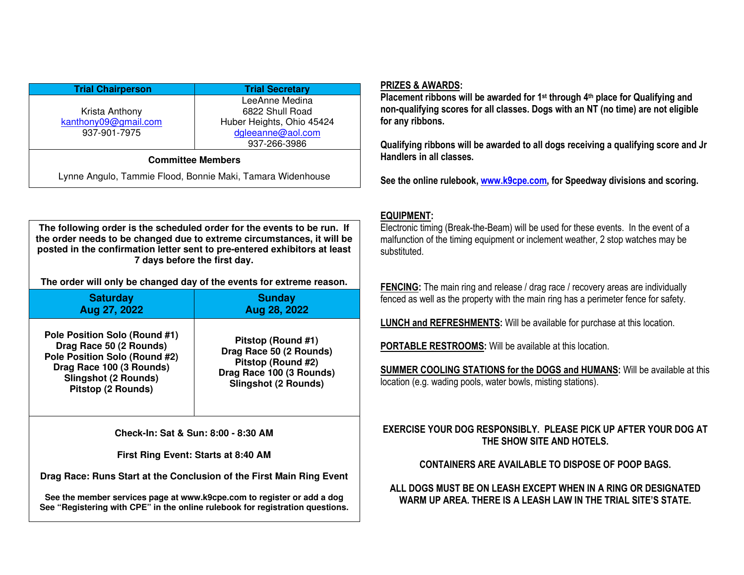| Trial Chairperson | Trial Secretary |
|---|---|
| Krista Anthony<br>kanthony09@gmail.com<br>937-901-7975 | LeeAnne Medina<br>6822 Shull Road<br>Huber Heights, Ohio 45424<br>dgleeanne@aol.com<br>937-266-3986 |

**Committee Members**

Lynne Angulo, Tammie Flood, Bonnie Maki, Tamara Widenhouse

**The following order is the scheduled order for the events to be run. If the order needs to be changed due to extreme circumstances, it will be posted in the confirmation letter sent to pre-entered exhibitors at least 7 days before the first day.**

**The order will only be changed day of the events for extreme reason.**

| Saturday Aug 27, 2022 | Sunday Aug 28, 2022 |
|---|---|
| **Pole Position Solo (Round #1)**<br>**Drag Race 50 (2 Rounds)**<br>**Pole Position Solo (Round #2)**<br>**Drag Race 100 (3 Rounds)**<br>**Slingshot (2 Rounds)**<br>**Pitstop (2 Rounds)** | **Pitstop (Round #1)**<br>**Drag Race 50 (2 Rounds)**<br>**Pitstop (Round #2)**<br>**Drag Race 100 (3 Rounds)**<br>**Slingshot (2 Rounds)** |

**Check-In: Sat & Sun: 8:00 - 8:30 AM**

**First Ring Event: Starts at 8:40 AM**

**Drag Race: Runs Start at the Conclusion of the First Main Ring Event**

**See the member services page at www.k9cpe.com to register or add a dog**
**See "Registering with CPE" in the online rulebook for registration questions.**

**PRIZES & AWARDS:**
**Placement ribbons will be awarded for 1st through 4th place for Qualifying and non-qualifying scores for all classes. Dogs with an NT (no time) are not eligible for any ribbons.**

**Qualifying ribbons will be awarded to all dogs receiving a qualifying score and Jr Handlers in all classes.**

**See the online rulebook, www.k9cpe.com, for Speedway divisions and scoring.**

**EQUIPMENT:**
Electronic timing (Break-the-Beam) will be used for these events. In the event of a malfunction of the timing equipment or inclement weather, 2 stop watches may be substituted.

**FENCING:** The main ring and release / drag race / recovery areas are individually fenced as well as the property with the main ring has a perimeter fence for safety.

**LUNCH and REFRESHMENTS:** Will be available for purchase at this location.

**PORTABLE RESTROOMS:** Will be available at this location.

**SUMMER COOLING STATIONS for the DOGS and HUMANS:** Will be available at this location (e.g. wading pools, water bowls, misting stations).

**EXERCISE YOUR DOG RESPONSIBLY. PLEASE PICK UP AFTER YOUR DOG AT THE SHOW SITE AND HOTELS.**

**CONTAINERS ARE AVAILABLE TO DISPOSE OF POOP BAGS.**

**ALL DOGS MUST BE ON LEASH EXCEPT WHEN IN A RING OR DESIGNATED WARM UP AREA. THERE IS A LEASH LAW IN THE TRIAL SITE'S STATE.**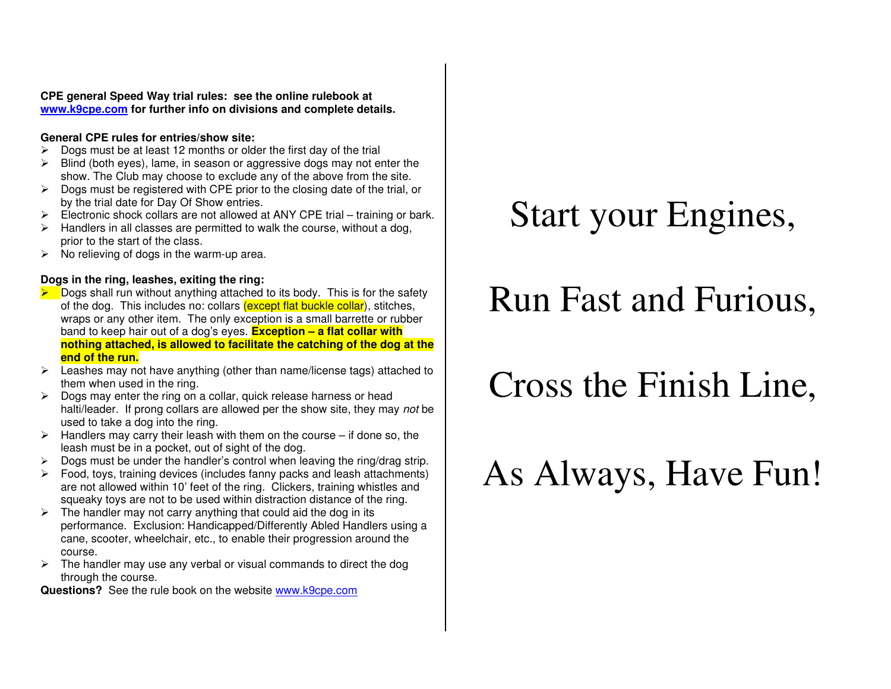**CPE general Speed Way trial rules: see the online rulebook at www.k9cpe.com for further info on divisions and complete details.**

**General CPE rules for entries/show site:**

- Dogs must be at least 12 months or older the first day of the trial
- Blind (both eyes), lame, in season or aggressive dogs may not enter the show. The Club may choose to exclude any of the above from the site.
- Dogs must be registered with CPE prior to the closing date of the trial, or by the trial date for Day Of Show entries.
- Electronic shock collars are not allowed at ANY CPE trial – training or bark.
- Handlers in all classes are permitted to walk the course, without a dog, prior to the start of the class.
- No relieving of dogs in the warm-up area.

**Dogs in the ring, leashes, exiting the ring:**

- Dogs shall run without anything attached to its body. This is for the safety of the dog. This includes no: collars (except flat buckle collar), stitches, wraps or any other item. The only exception is a small barrette or rubber band to keep hair out of a dog's eyes. **Exception – a flat collar with nothing attached, is allowed to facilitate the catching of the dog at the end of the run.**
- Leashes may not have anything (other than name/license tags) attached to them when used in the ring.
- Dogs may enter the ring on a collar, quick release harness or head halti/leader. If prong collars are allowed per the show site, they may *not* be used to take a dog into the ring.
- Handlers may carry their leash with them on the course – if done so, the leash must be in a pocket, out of sight of the dog.
- Dogs must be under the handler's control when leaving the ring/drag strip.
- Food, toys, training devices (includes fanny packs and leash attachments) are not allowed within 10' feet of the ring. Clickers, training whistles and squeaky toys are not to be used within distraction distance of the ring.
- The handler may not carry anything that could aid the dog in its performance. Exclusion: Handicapped/Differently Abled Handlers using a cane, scooter, wheelchair, etc., to enable their progression around the course.
- The handler may use any verbal or visual commands to direct the dog through the course.

**Questions?** See the rule book on the website www.k9cpe.com

# Start your Engines,

# Run Fast and Furious,

# Cross the Finish Line,

# As Always, Have Fun!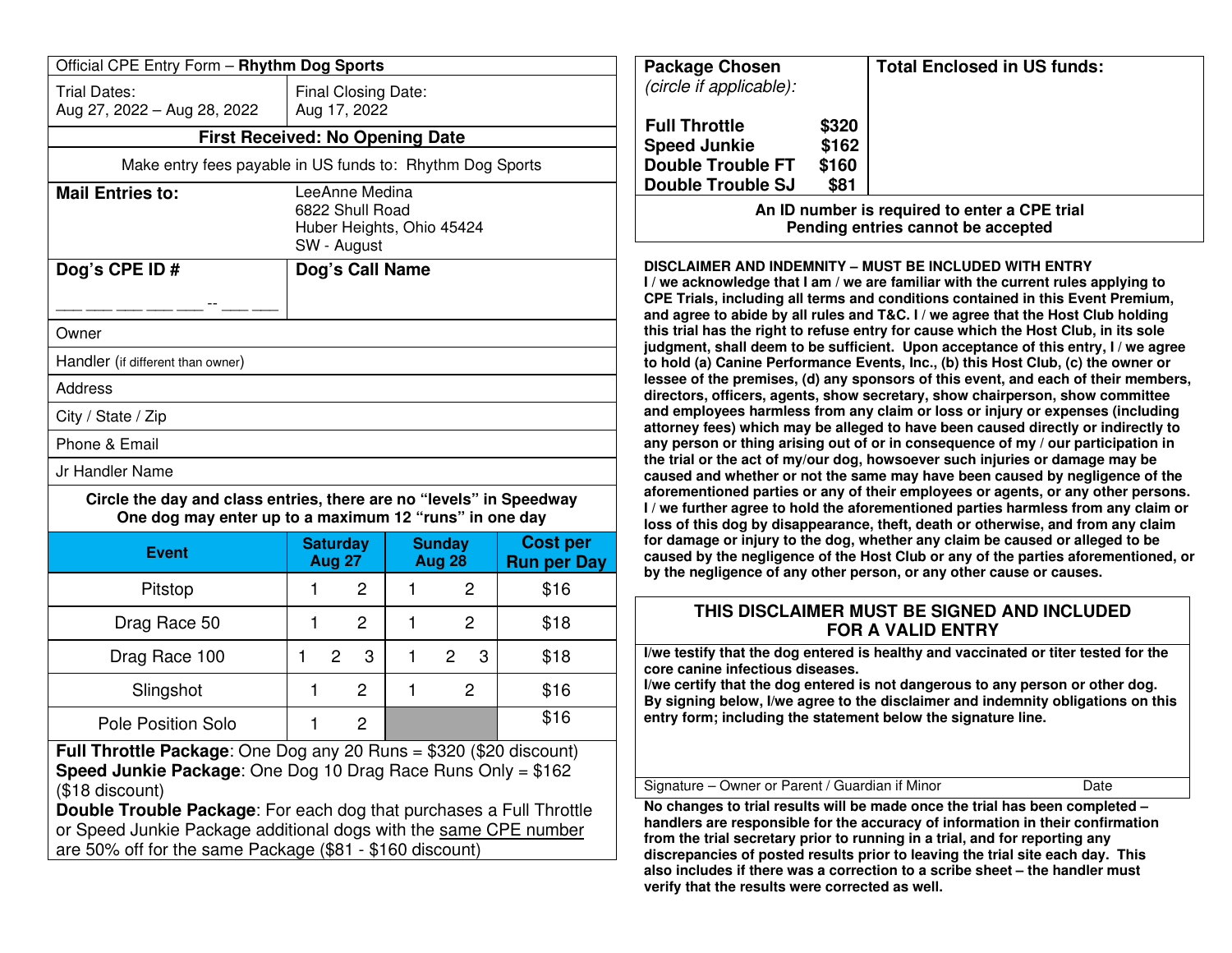| Official CPE Entry Form – **Rhythm Dog Sports** | |
|---|---|
| Trial Dates:<br>Aug 27, 2022 – Aug 28, 2022 | Final Closing Date:<br>Aug 17, 2022 |

**First Received: No Opening Date**

Make entry fees payable in US funds to: Rhythm Dog Sports

| | |
|---|---|
| **Mail Entries to:** | LeeAnne Medina<br>6822 Shull Road<br>Huber Heights, Ohio 45424<br>SW - August |
| **Dog's CPE ID #**<br>___ ___ ___ ___ ___ -- ___ ___ | **Dog's Call Name** |

Owner

Handler (if different than owner)

Address

City / State / Zip

Phone & Email

Jr Handler Name

**Circle the day and class entries, there are no "levels" in Speedway**
**One dog may enter up to a maximum 12 "runs" in one day**

| Event | Saturday Aug 27 | Sunday Aug 28 | Cost per Run per Day |
|---|---|---|---|
| Pitstop | 1 2 | 1 2 | $16 |
| Drag Race 50 | 1 2 | 1 2 | $18 |
| Drag Race 100 | 1 2 3 | 1 2 3 | $18 |
| Slingshot | 1 2 | 1 2 | $16 |
| Pole Position Solo | 1 2 | | $16 |

**Full Throttle Package**: One Dog any 20 Runs = $320 ($20 discount)
**Speed Junkie Package**: One Dog 10 Drag Race Runs Only = $162 ($18 discount)
**Double Trouble Package**: For each dog that purchases a Full Throttle or Speed Junkie Package additional dogs with the same CPE number are 50% off for the same Package ($81 - $160 discount)

| **Package Chosen** *(circle if applicable):* | | **Total Enclosed in US funds:** |
|---|---|---|
| **Full Throttle** | **$320** | |
| **Speed Junkie** | **$162** | |
| **Double Trouble FT** | **$160** | |
| **Double Trouble SJ** | **$81** | |

**An ID number is required to enter a CPE trial**
**Pending entries cannot be accepted**

**DISCLAIMER AND INDEMNITY – MUST BE INCLUDED WITH ENTRY**
**I / we acknowledge that I am / we are familiar with the current rules applying to CPE Trials, including all terms and conditions contained in this Event Premium, and agree to abide by all rules and T&C. I / we agree that the Host Club holding this trial has the right to refuse entry for cause which the Host Club, in its sole judgment, shall deem to be sufficient. Upon acceptance of this entry, I / we agree to hold (a) Canine Performance Events, Inc., (b) this Host Club, (c) the owner or lessee of the premises, (d) any sponsors of this event, and each of their members, directors, officers, agents, show secretary, show chairperson, show committee and employees harmless from any claim or loss or injury or expenses (including attorney fees) which may be alleged to have been caused directly or indirectly to any person or thing arising out of or in consequence of my / our participation in the trial or the act of my/our dog, howsoever such injuries or damage may be caused and whether or not the same may have been caused by negligence of the aforementioned parties or any of their employees or agents, or any other persons. I / we further agree to hold the aforementioned parties harmless from any claim or loss of this dog by disappearance, theft, death or otherwise, and from any claim for damage or injury to the dog, whether any claim be caused or alleged to be caused by the negligence of the Host Club or any of the parties aforementioned, or by the negligence of any other person, or any other cause or causes.**

**THIS DISCLAIMER MUST BE SIGNED AND INCLUDED FOR A VALID ENTRY**

**I/we testify that the dog entered is healthy and vaccinated or titer tested for the core canine infectious diseases.**
**I/we certify that the dog entered is not dangerous to any person or other dog.**
**By signing below, I/we agree to the disclaimer and indemnity obligations on this entry form; including the statement below the signature line.**

Signature – Owner or Parent / Guardian if Minor Date

**No changes to trial results will be made once the trial has been completed – handlers are responsible for the accuracy of information in their confirmation from the trial secretary prior to running in a trial, and for reporting any discrepancies of posted results prior to leaving the trial site each day. This also includes if there was a correction to a scribe sheet – the handler must verify that the results were corrected as well.**